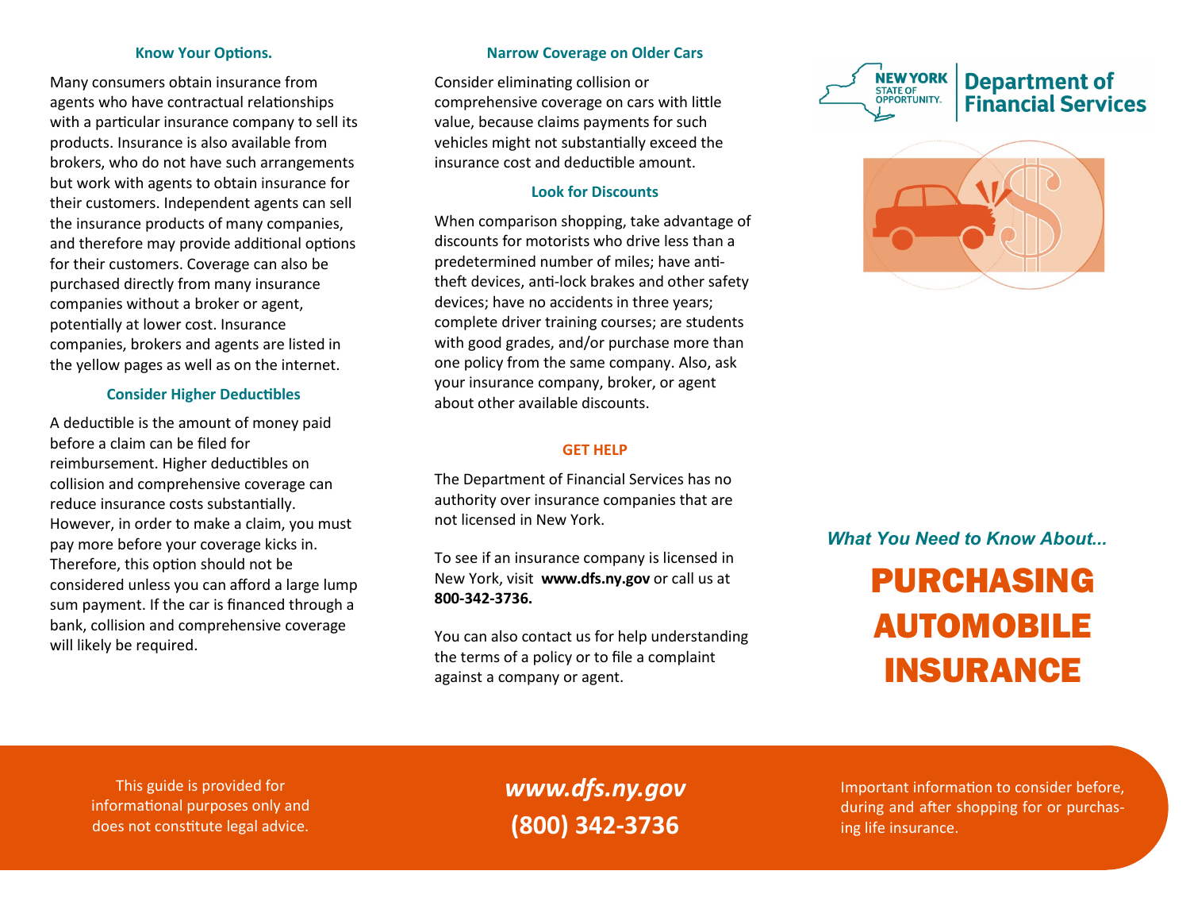## Know Your Options.

Many consumers obtain insurance from agents who have contractual relationships with a particular insurance company to sell its products. Insurance is also available from brokers, who do not have such arrangements but work with agents to obtain insurance for their customers. Independent agents can sell the insurance products of many companies, and therefore may provide additional options for their customers. Coverage can also be purchased directly from many insurance companies without a broker or agent, potentially at lower cost. Insurance companies, brokers and agents are listed in the yellow pages as well as on the internet.

## Consider Higher Deductibles

A deductible is the amount of money paid before a claim can be filed for reimbursement. Higher deductibles on collision and comprehensive coverage can reduce insurance costs substantially. However, in order to make a claim, you must pay more before your coverage kicks in. Therefore, this option should not be considered unless you can afford a large lump sum payment. If the car is financed through a bank, collision and comprehensive coverage will likely be required.

## Narrow Coverage on Older Cars

Consider eliminating collision or comprehensive coverage on cars with little value, because claims payments for such vehicles might not substantially exceed the insurance cost and deductible amount.

## Look for Discounts

When comparison shopping, take advantage of discounts for motorists who drive less than a predetermined number of miles; have anti-theft devices, anti-lock brakes and other safety devices; have no accidents in three years; complete driver training courses; are students with good grades, and/or purchase more than one policy from the same company. Also, ask your insurance company, broker, or agent about other available discounts.

## GET HELP

The Department of Financial Services has no authority over insurance companies that are not licensed in New York.

To see if an insurance company is licensed in New York, visit **www.dfs.ny.gov** or call us at **800-342-3736.**

You can also contact us for help understanding the terms of a policy or to file a complaint against a company or agent.

NEW YORK STATE OF OPPORTUNITY. | Department of Financial Services

*What You Need to Know About...*

# PURCHASING AUTOMOBILE INSURANCE

This guide is provided for informational purposes only and does not constitute legal advice.

***www.dfs.ny.gov***

**(800) 342-3736**

Important information to consider before, during and after shopping for or purchasing life insurance.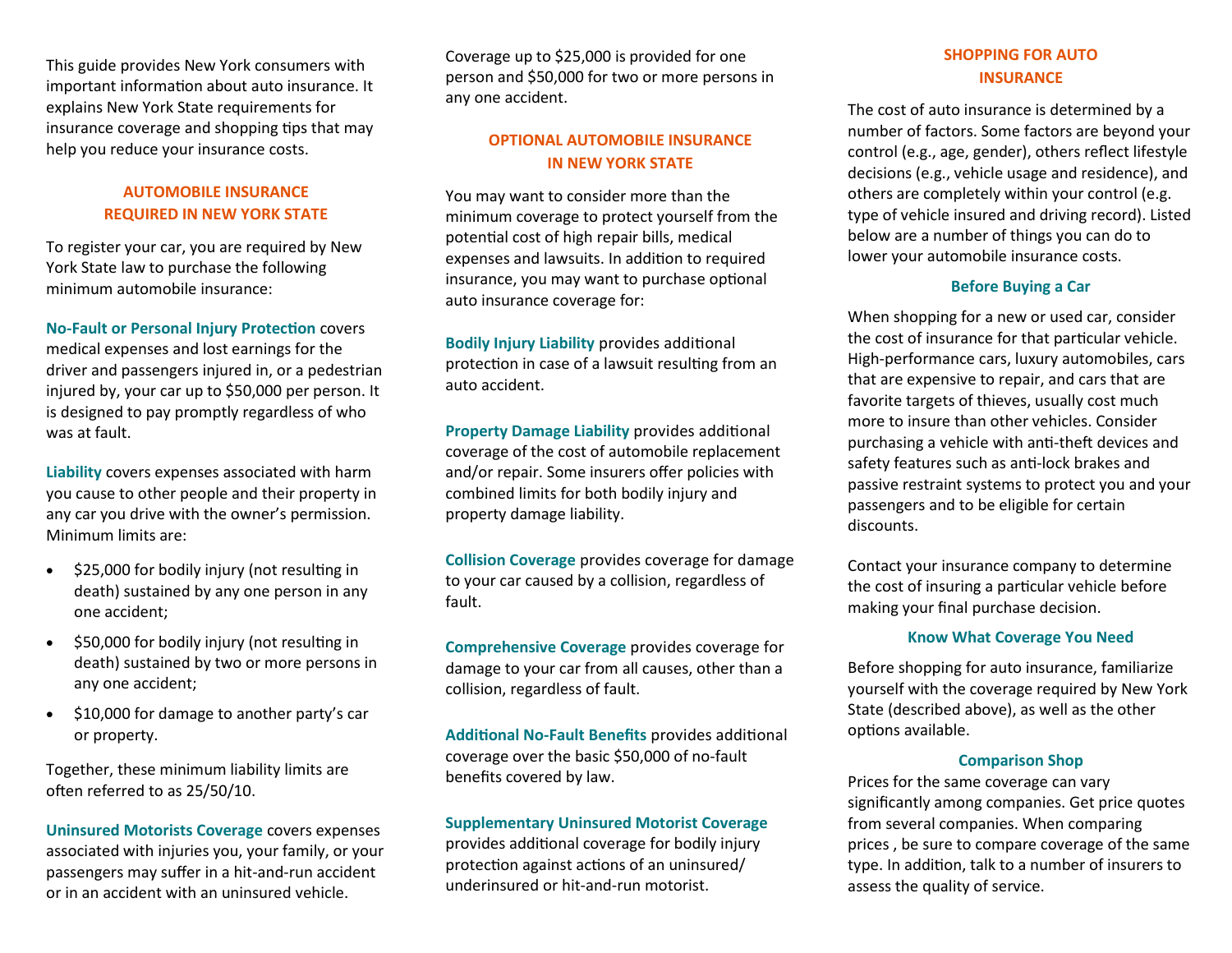This guide provides New York consumers with important information about auto insurance. It explains New York State requirements for insurance coverage and shopping tips that may help you reduce your insurance costs.

## AUTOMOBILE INSURANCE REQUIRED IN NEW YORK STATE

To register your car, you are required by New York State law to purchase the following minimum automobile insurance:

**No-Fault or Personal Injury Protection** covers medical expenses and lost earnings for the driver and passengers injured in, or a pedestrian injured by, your car up to $50,000 per person. It is designed to pay promptly regardless of who was at fault.

**Liability** covers expenses associated with harm you cause to other people and their property in any car you drive with the owner's permission. Minimum limits are:

- $25,000 for bodily injury (not resulting in death) sustained by any one person in any one accident;
- $50,000 for bodily injury (not resulting in death) sustained by two or more persons in any one accident;
- $10,000 for damage to another party's car or property.

Together, these minimum liability limits are often referred to as 25/50/10.

**Uninsured Motorists Coverage** covers expenses associated with injuries you, your family, or your passengers may suffer in a hit-and-run accident or in an accident with an uninsured vehicle. Coverage up to $25,000 is provided for one person and $50,000 for two or more persons in any one accident.

## OPTIONAL AUTOMOBILE INSURANCE IN NEW YORK STATE

You may want to consider more than the minimum coverage to protect yourself from the potential cost of high repair bills, medical expenses and lawsuits. In addition to required insurance, you may want to purchase optional auto insurance coverage for:

**Bodily Injury Liability** provides additional protection in case of a lawsuit resulting from an auto accident.

**Property Damage Liability** provides additional coverage of the cost of automobile replacement and/or repair. Some insurers offer policies with combined limits for both bodily injury and property damage liability.

**Collision Coverage** provides coverage for damage to your car caused by a collision, regardless of fault.

**Comprehensive Coverage** provides coverage for damage to your car from all causes, other than a collision, regardless of fault.

**Additional No-Fault Benefits** provides additional coverage over the basic $50,000 of no-fault benefits covered by law.

**Supplementary Uninsured Motorist Coverage** provides additional coverage for bodily injury protection against actions of an uninsured/ underinsured or hit-and-run motorist.

## SHOPPING FOR AUTO INSURANCE

The cost of auto insurance is determined by a number of factors. Some factors are beyond your control (e.g., age, gender), others reflect lifestyle decisions (e.g., vehicle usage and residence), and others are completely within your control (e.g. type of vehicle insured and driving record). Listed below are a number of things you can do to lower your automobile insurance costs.

### Before Buying a Car

When shopping for a new or used car, consider the cost of insurance for that particular vehicle. High-performance cars, luxury automobiles, cars that are expensive to repair, and cars that are favorite targets of thieves, usually cost much more to insure than other vehicles. Consider purchasing a vehicle with anti-theft devices and safety features such as anti-lock brakes and passive restraint systems to protect you and your passengers and to be eligible for certain discounts.

Contact your insurance company to determine the cost of insuring a particular vehicle before making your final purchase decision.

### Know What Coverage You Need

Before shopping for auto insurance, familiarize yourself with the coverage required by New York State (described above), as well as the other options available.

### Comparison Shop

Prices for the same coverage can vary significantly among companies. Get price quotes from several companies. When comparing prices , be sure to compare coverage of the same type. In addition, talk to a number of insurers to assess the quality of service.